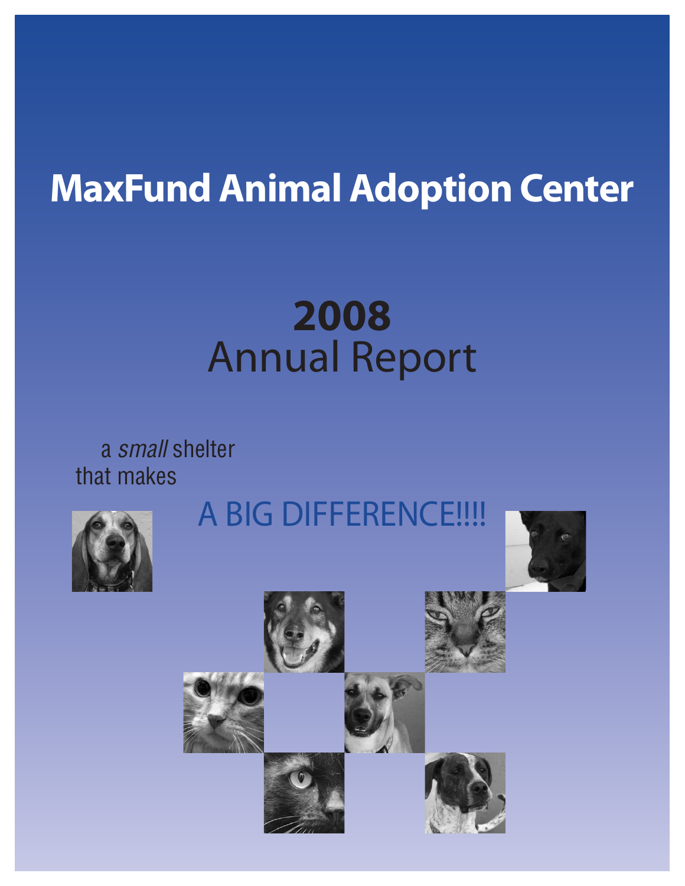# MaxFund Animal Adoption Center

# 2008
## Annual Report

a *small* shelter
that makes

A BIG DIFFERENCE!!!!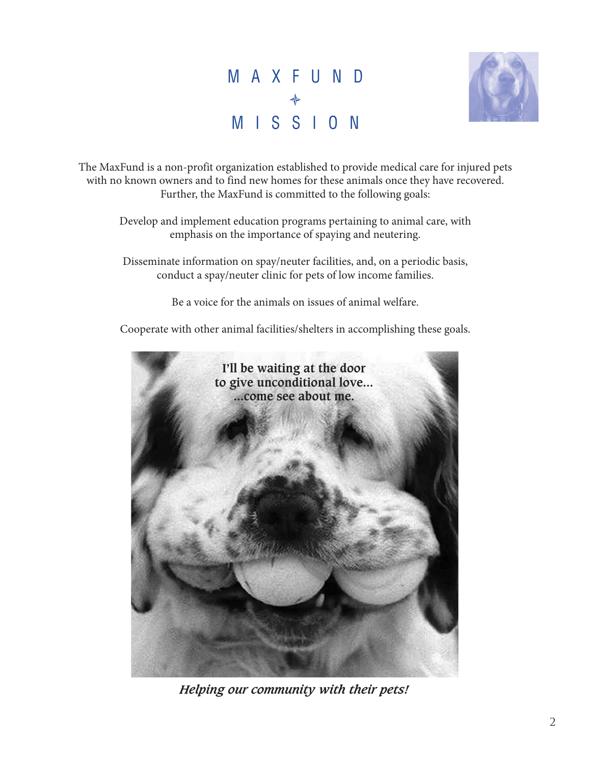# MAXFUND MISSION

The MaxFund is a non-profit organization established to provide medical care for injured pets with no known owners and to find new homes for these animals once they have recovered. Further, the MaxFund is committed to the following goals:

Develop and implement education programs pertaining to animal care, with emphasis on the importance of spaying and neutering.

Disseminate information on spay/neuter facilities, and, on a periodic basis, conduct a spay/neuter clinic for pets of low income families.

Be a voice for the animals on issues of animal welfare.

Cooperate with other animal facilities/shelters in accomplishing these goals.

**I'll be waiting at the door to give unconditional love... ...come see about me.**

***Helping our community with their pets!***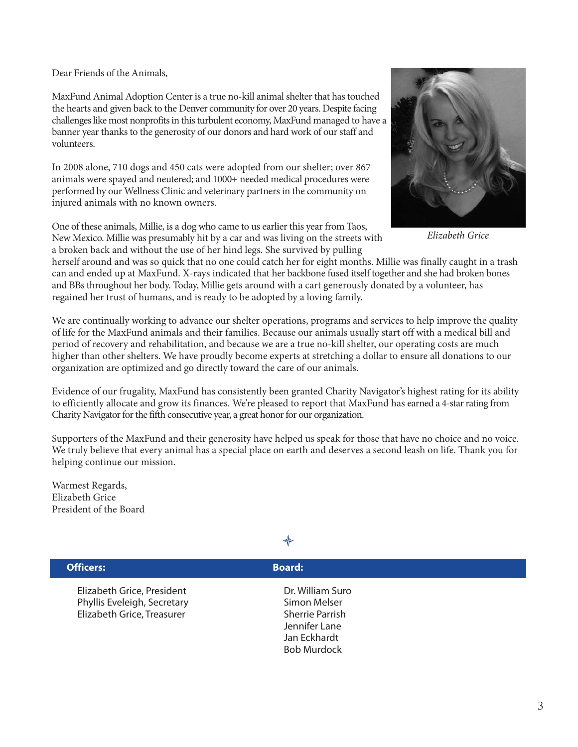Dear Friends of the Animals,

MaxFund Animal Adoption Center is a true no-kill animal shelter that has touched the hearts and given back to the Denver community for over 20 years. Despite facing challenges like most nonprofits in this turbulent economy, MaxFund managed to have a banner year thanks to the generosity of our donors and hard work of our staff and volunteers.

In 2008 alone, 710 dogs and 450 cats were adopted from our shelter; over 867 animals were spayed and neutered; and 1000+ needed medical procedures were performed by our Wellness Clinic and veterinary partners in the community on injured animals with no known owners.

*Elizabeth Grice*

One of these animals, Millie, is a dog who came to us earlier this year from Taos, New Mexico. Millie was presumably hit by a car and was living on the streets with a broken back and without the use of her hind legs. She survived by pulling herself around and was so quick that no one could catch her for eight months. Millie was finally caught in a trash can and ended up at MaxFund. X-rays indicated that her backbone fused itself together and she had broken bones and BBs throughout her body. Today, Millie gets around with a cart generously donated by a volunteer, has regained her trust of humans, and is ready to be adopted by a loving family.

We are continually working to advance our shelter operations, programs and services to help improve the quality of life for the MaxFund animals and their families. Because our animals usually start off with a medical bill and period of recovery and rehabilitation, and because we are a true no-kill shelter, our operating costs are much higher than other shelters. We have proudly become experts at stretching a dollar to ensure all donations to our organization are optimized and go directly toward the care of our animals.

Evidence of our frugality, MaxFund has consistently been granted Charity Navigator's highest rating for its ability to efficiently allocate and grow its finances. We're pleased to report that MaxFund has earned a 4-star rating from Charity Navigator for the fifth consecutive year, a great honor for our organization.

Supporters of the MaxFund and their generosity have helped us speak for those that have no choice and no voice. We truly believe that every animal has a special place on earth and deserves a second leash on life. Thank you for helping continue our mission.

Warmest Regards,
Elizabeth Grice
President of the Board

| **Officers:** | **Board:** |
| --- | --- |
| Elizabeth Grice, President | Dr. William Suro |
| Phyllis Eveleigh, Secretary | Simon Melser |
| Elizabeth Grice, Treasurer | Sherrie Parrish |
| | Jennifer Lane |
| | Jan Eckhardt |
| | Bob Murdock |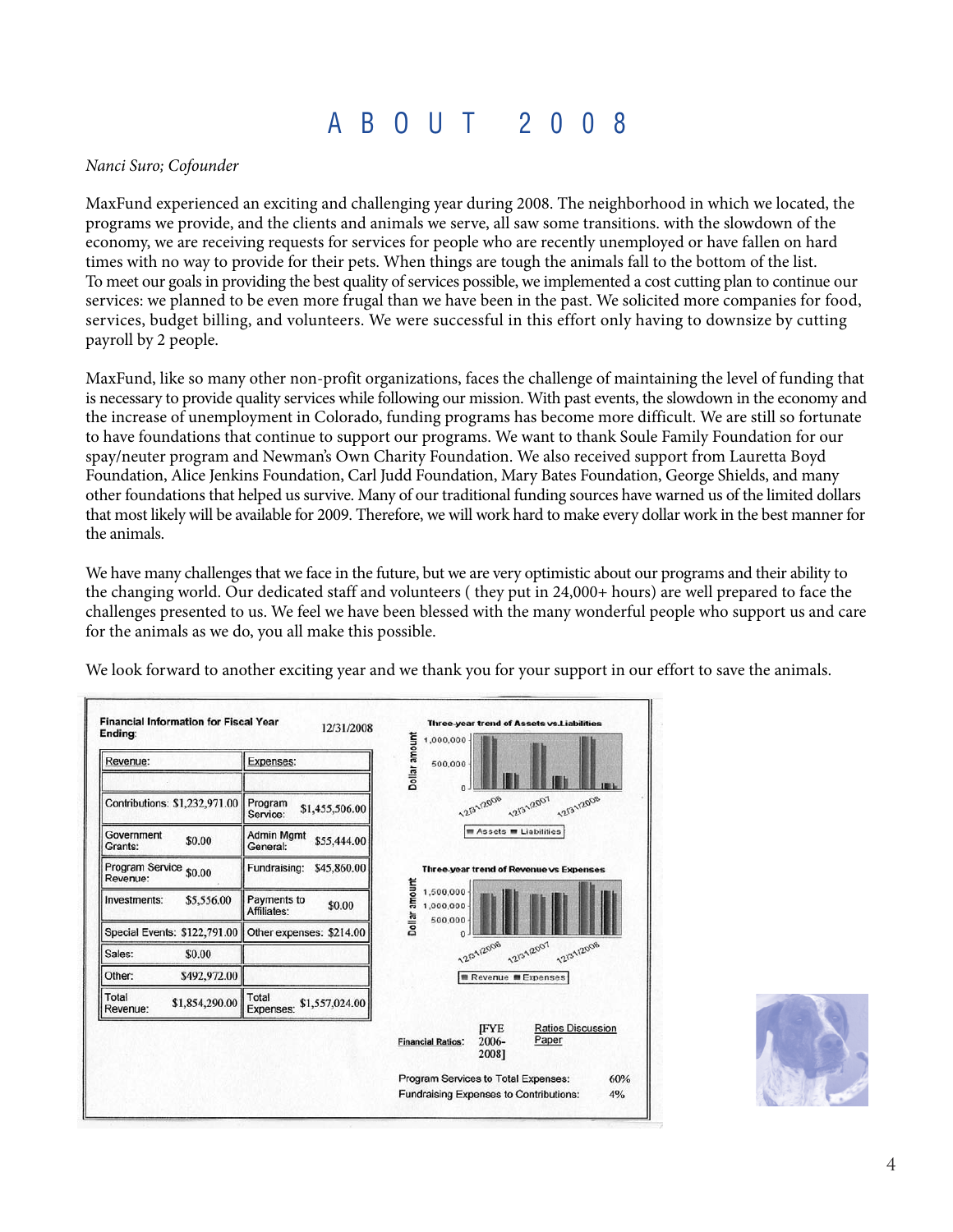# ABOUT 2008

*Nanci Suro; Cofounder*

MaxFund experienced an exciting and challenging year during 2008. The neighborhood in which we located, the programs we provide, and the clients and animals we serve, all saw some transitions. with the slowdown of the economy, we are receiving requests for services for people who are recently unemployed or have fallen on hard times with no way to provide for their pets. When things are tough the animals fall to the bottom of the list. To meet our goals in providing the best quality of services possible, we implemented a cost cutting plan to continue our services: we planned to be even more frugal than we have been in the past. We solicited more companies for food, services, budget billing, and volunteers. We were successful in this effort only having to downsize by cutting payroll by 2 people.

MaxFund, like so many other non-profit organizations, faces the challenge of maintaining the level of funding that is necessary to provide quality services while following our mission. With past events, the slowdown in the economy and the increase of unemployment in Colorado, funding programs has become more difficult. We are still so fortunate to have foundations that continue to support our programs. We want to thank Soule Family Foundation for our spay/neuter program and Newman's Own Charity Foundation. We also received support from Lauretta Boyd Foundation, Alice Jenkins Foundation, Carl Judd Foundation, Mary Bates Foundation, George Shields, and many other foundations that helped us survive. Many of our traditional funding sources have warned us of the limited dollars that most likely will be available for 2009. Therefore, we will work hard to make every dollar work in the best manner for the animals.

We have many challenges that we face in the future, but we are very optimistic about our programs and their ability to the changing world. Our dedicated staff and volunteers ( they put in 24,000+ hours) are well prepared to face the challenges presented to us. We feel we have been blessed with the many wonderful people who support us and care for the animals as we do, you all make this possible.

We look forward to another exciting year and we thank you for your support in our effort to save the animals.

**Financial Information for Fiscal Year Ending:** 12/31/2008

| Revenue: | | Expenses: | |
|---|---|---|---|
| Contributions: | $1,232,971.00 | Program Service: | $1,455,506.00 |
| Government Grants: | $0.00 | Admin Mgmt General: | $55,444.00 |
| Program Service Revenue: | $0.00 | Fundraising: | $45,860.00 |
| Investments: | $5,556.00 | Payments to Affiliates: | $0.00 |
| Special Events: | $122,791.00 | Other expenses: | $214.00 |
| Sales: | $0.00 | | |
| Other: | $492,972.00 | | |
| Total Revenue: | $1,854,290.00 | Total Expenses: | $1,557,024.00 |

**Three-year trend of Assets vs.Liabilities** (Dollar amount; 12/31/2006, 12/31/2007, 12/31/2008; Assets, Liabilities)

**Three-year trend of Revenue vs Expenses** (Dollar amount; 12/31/2006, 12/31/2007, 12/31/2008; Revenue, Expenses)

**Financial Ratios:** [FYE 2006-2008] — Ratios Discussion Paper

| | |
|---|---|
| Program Services to Total Expenses: | 60% |
| Fundraising Expenses to Contributions: | 4% |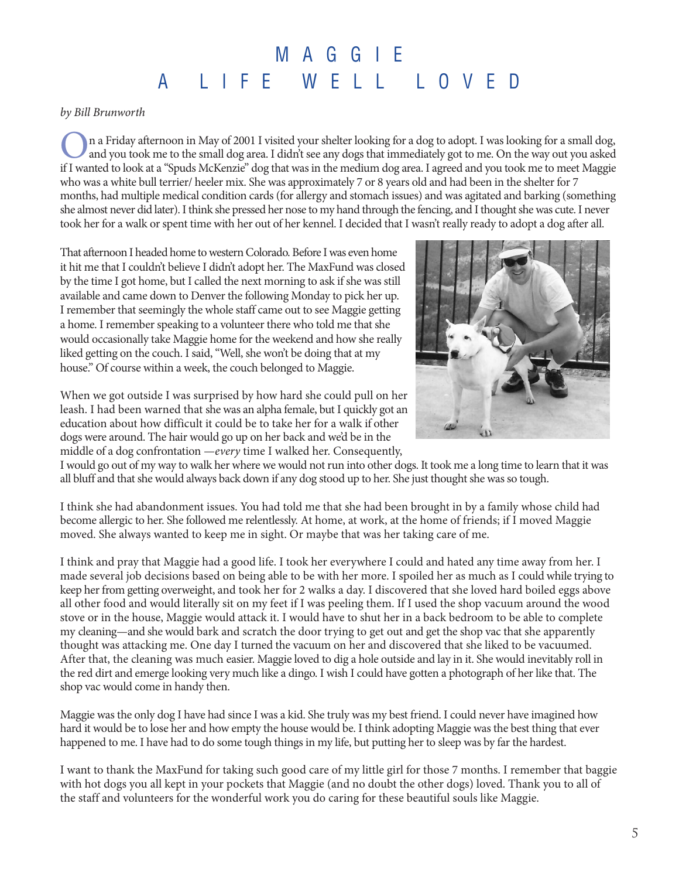# MAGGIE
# A LIFE WELL LOVED

*by Bill Brunworth*

On a Friday afternoon in May of 2001 I visited your shelter looking for a dog to adopt. I was looking for a small dog, and you took me to the small dog area. I didn't see any dogs that immediately got to me. On the way out you asked if I wanted to look at a "Spuds McKenzie" dog that was in the medium dog area. I agreed and you took me to meet Maggie who was a white bull terrier/ heeler mix. She was approximately 7 or 8 years old and had been in the shelter for 7 months, had multiple medical condition cards (for allergy and stomach issues) and was agitated and barking (something she almost never did later). I think she pressed her nose to my hand through the fencing, and I thought she was cute. I never took her for a walk or spent time with her out of her kennel. I decided that I wasn't really ready to adopt a dog after all.

That afternoon I headed home to western Colorado. Before I was even home it hit me that I couldn't believe I didn't adopt her. The MaxFund was closed by the time I got home, but I called the next morning to ask if she was still available and came down to Denver the following Monday to pick her up. I remember that seemingly the whole staff came out to see Maggie getting a home. I remember speaking to a volunteer there who told me that she would occasionally take Maggie home for the weekend and how she really liked getting on the couch. I said, "Well, she won't be doing that at my house." Of course within a week, the couch belonged to Maggie.

When we got outside I was surprised by how hard she could pull on her leash. I had been warned that she was an alpha female, but I quickly got an education about how difficult it could be to take her for a walk if other dogs were around. The hair would go up on her back and we'd be in the middle of a dog confrontation —*every* time I walked her. Consequently, I would go out of my way to walk her where we would not run into other dogs. It took me a long time to learn that it was all bluff and that she would always back down if any dog stood up to her. She just thought she was so tough.

I think she had abandonment issues. You had told me that she had been brought in by a family whose child had become allergic to her. She followed me relentlessly. At home, at work, at the home of friends; if I moved Maggie moved. She always wanted to keep me in sight. Or maybe that was her taking care of me.

I think and pray that Maggie had a good life. I took her everywhere I could and hated any time away from her. I made several job decisions based on being able to be with her more. I spoiled her as much as I could while trying to keep her from getting overweight, and took her for 2 walks a day. I discovered that she loved hard boiled eggs above all other food and would literally sit on my feet if I was peeling them. If I used the shop vacuum around the wood stove or in the house, Maggie would attack it. I would have to shut her in a back bedroom to be able to complete my cleaning—and she would bark and scratch the door trying to get out and get the shop vac that she apparently thought was attacking me. One day I turned the vacuum on her and discovered that she liked to be vacuumed. After that, the cleaning was much easier. Maggie loved to dig a hole outside and lay in it. She would inevitably roll in the red dirt and emerge looking very much like a dingo. I wish I could have gotten a photograph of her like that. The shop vac would come in handy then.

Maggie was the only dog I have had since I was a kid. She truly was my best friend. I could never have imagined how hard it would be to lose her and how empty the house would be. I think adopting Maggie was the best thing that ever happened to me. I have had to do some tough things in my life, but putting her to sleep was by far the hardest.

I want to thank the MaxFund for taking such good care of my little girl for those 7 months. I remember that baggie with hot dogs you all kept in your pockets that Maggie (and no doubt the other dogs) loved. Thank you to all of the staff and volunteers for the wonderful work you do caring for these beautiful souls like Maggie.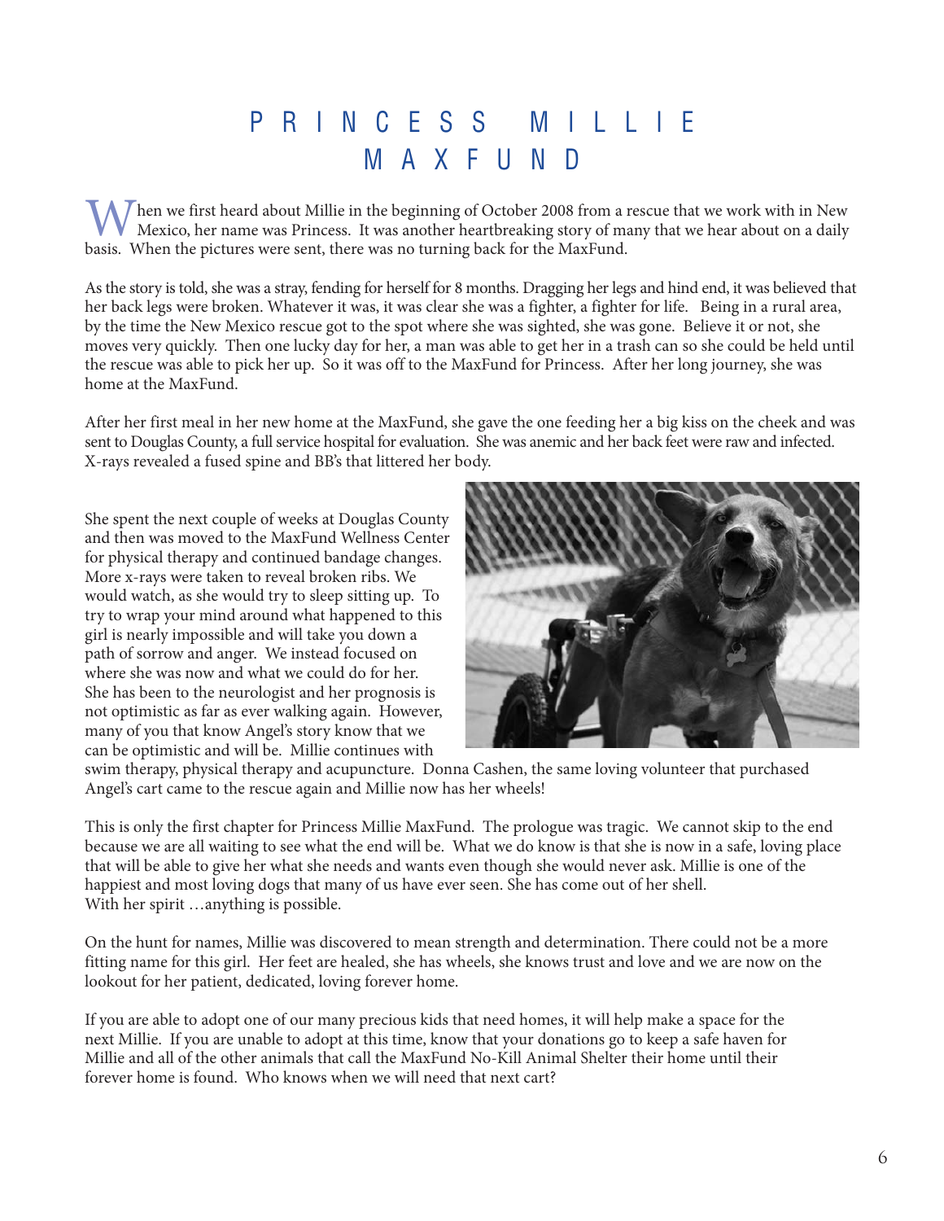# PRINCESS MILLIE MAXFUND

When we first heard about Millie in the beginning of October 2008 from a rescue that we work with in New Mexico, her name was Princess. It was another heartbreaking story of many that we hear about on a daily basis. When the pictures were sent, there was no turning back for the MaxFund.

As the story is told, she was a stray, fending for herself for 8 months. Dragging her legs and hind end, it was believed that her back legs were broken. Whatever it was, it was clear she was a fighter, a fighter for life. Being in a rural area, by the time the New Mexico rescue got to the spot where she was sighted, she was gone. Believe it or not, she moves very quickly. Then one lucky day for her, a man was able to get her in a trash can so she could be held until the rescue was able to pick her up. So it was off to the MaxFund for Princess. After her long journey, she was home at the MaxFund.

After her first meal in her new home at the MaxFund, she gave the one feeding her a big kiss on the cheek and was sent to Douglas County, a full service hospital for evaluation. She was anemic and her back feet were raw and infected. X-rays revealed a fused spine and BB's that littered her body.

She spent the next couple of weeks at Douglas County and then was moved to the MaxFund Wellness Center for physical therapy and continued bandage changes. More x-rays were taken to reveal broken ribs. We would watch, as she would try to sleep sitting up. To try to wrap your mind around what happened to this girl is nearly impossible and will take you down a path of sorrow and anger. We instead focused on where she was now and what we could do for her. She has been to the neurologist and her prognosis is not optimistic as far as ever walking again. However, many of you that know Angel's story know that we can be optimistic and will be. Millie continues with swim therapy, physical therapy and acupuncture. Donna Cashen, the same loving volunteer that purchased Angel's cart came to the rescue again and Millie now has her wheels!

This is only the first chapter for Princess Millie MaxFund. The prologue was tragic. We cannot skip to the end because we are all waiting to see what the end will be. What we do know is that she is now in a safe, loving place that will be able to give her what she needs and wants even though she would never ask. Millie is one of the happiest and most loving dogs that many of us have ever seen. She has come out of her shell.
With her spirit …anything is possible.

On the hunt for names, Millie was discovered to mean strength and determination. There could not be a more fitting name for this girl. Her feet are healed, she has wheels, she knows trust and love and we are now on the lookout for her patient, dedicated, loving forever home.

If you are able to adopt one of our many precious kids that need homes, it will help make a space for the next Millie. If you are unable to adopt at this time, know that your donations go to keep a safe haven for Millie and all of the other animals that call the MaxFund No-Kill Animal Shelter their home until their forever home is found. Who knows when we will need that next cart?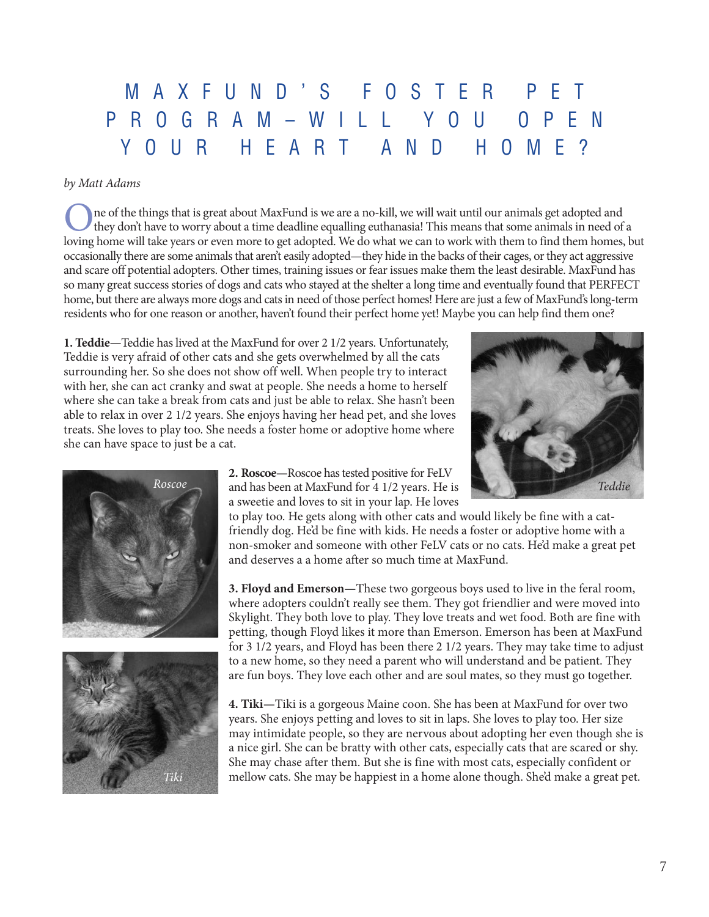# MAXFUND'S FOSTER PET PROGRAM—WILL YOU OPEN YOUR HEART AND HOME?

*by Matt Adams*

One of the things that is great about MaxFund is we are a no-kill, we will wait until our animals get adopted and they don't have to worry about a time deadline equalling euthanasia! This means that some animals in need of a loving home will take years or even more to get adopted. We do what we can to work with them to find them homes, but occasionally there are some animals that aren't easily adopted—they hide in the backs of their cages, or they act aggressive and scare off potential adopters. Other times, training issues or fear issues make them the least desirable. MaxFund has so many great success stories of dogs and cats who stayed at the shelter a long time and eventually found that PERFECT home, but there are always more dogs and cats in need of those perfect homes! Here are just a few of MaxFund's long-term residents who for one reason or another, haven't found their perfect home yet! Maybe you can help find them one?

**1. Teddie—**Teddie has lived at the MaxFund for over 2 1/2 years. Unfortunately, Teddie is very afraid of other cats and she gets overwhelmed by all the cats surrounding her. So she does not show off well. When people try to interact with her, she can act cranky and swat at people. She needs a home to herself where she can take a break from cats and just be able to relax. She hasn't been able to relax in over 2 1/2 years. She enjoys having her head pet, and she loves treats. She loves to play too. She needs a foster home or adoptive home where she can have space to just be a cat.

*Teddie*

**2. Roscoe—**Roscoe has tested positive for FeLV and has been at MaxFund for 4 1/2 years. He is a sweetie and loves to sit in your lap. He loves to play too. He gets along with other cats and would likely be fine with a cat-friendly dog. He'd be fine with kids. He needs a foster or adoptive home with a non-smoker and someone with other FeLV cats or no cats. He'd make a great pet and deserves a a home after so much time at MaxFund.

*Roscoe*

**3. Floyd and Emerson—**These two gorgeous boys used to live in the feral room, where adopters couldn't really see them. They got friendlier and were moved into Skylight. They both love to play. They love treats and wet food. Both are fine with petting, though Floyd likes it more than Emerson. Emerson has been at MaxFund for 3 1/2 years, and Floyd has been there 2 1/2 years. They may take time to adjust to a new home, so they need a parent who will understand and be patient. They are fun boys. They love each other and are soul mates, so they must go together.

**4. Tiki—**Tiki is a gorgeous Maine coon. She has been at MaxFund for over two years. She enjoys petting and loves to sit in laps. She loves to play too. Her size may intimidate people, so they are nervous about adopting her even though she is a nice girl. She can be bratty with other cats, especially cats that are scared or shy. She may chase after them. But she is fine with most cats, especially confident or mellow cats. She may be happiest in a home alone though. She'd make a great pet.

*Tiki*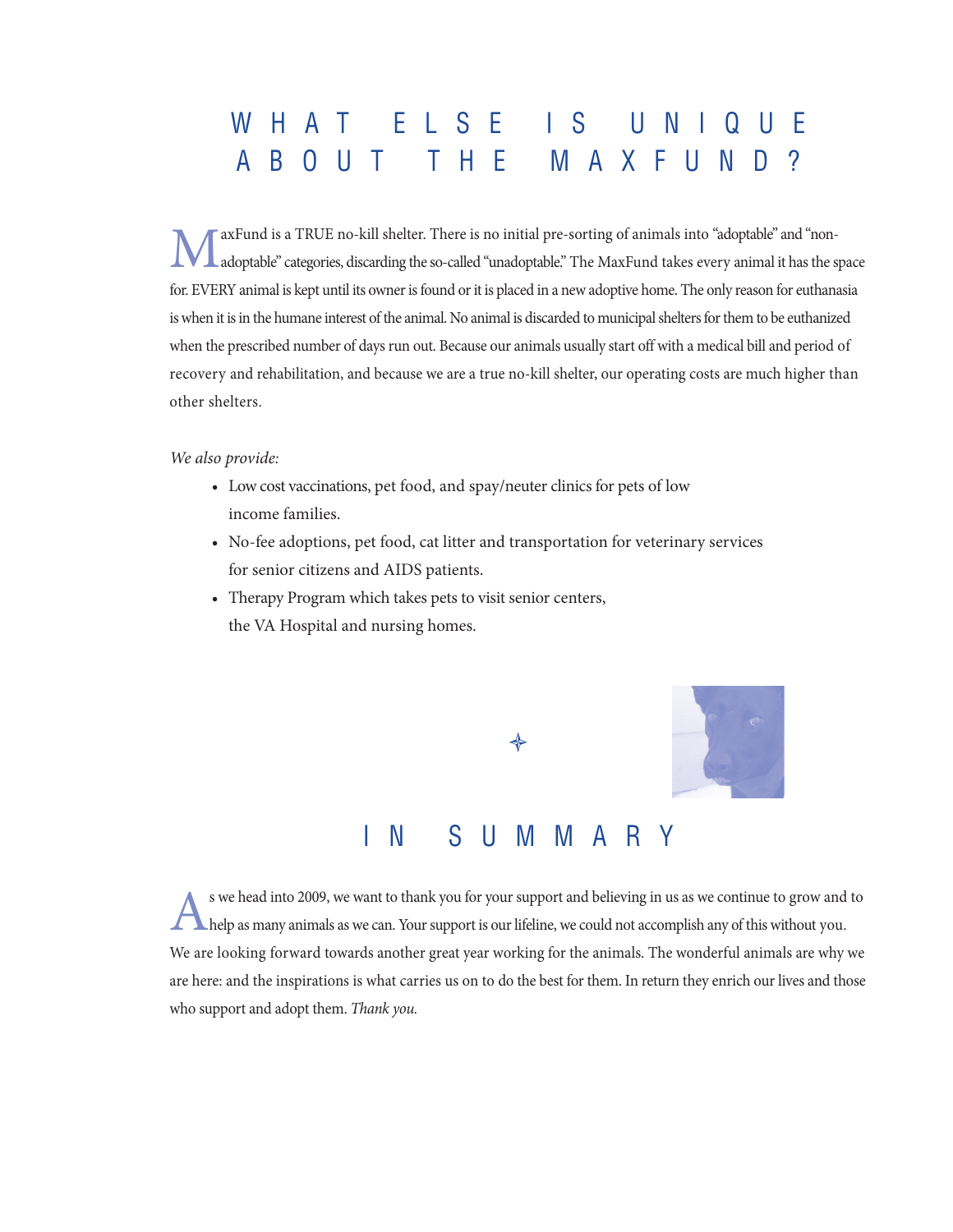# WHAT ELSE IS UNIQUE ABOUT THE MAXFUND?

MaxFund is a TRUE no-kill shelter. There is no initial pre-sorting of animals into "adoptable" and "non-adoptable" categories, discarding the so-called "unadoptable." The MaxFund takes every animal it has the space for. EVERY animal is kept until its owner is found or it is placed in a new adoptive home. The only reason for euthanasia is when it is in the humane interest of the animal. No animal is discarded to municipal shelters for them to be euthanized when the prescribed number of days run out. Because our animals usually start off with a medical bill and period of recovery and rehabilitation, and because we are a true no-kill shelter, our operating costs are much higher than other shelters.

*We also provide:*

- Low cost vaccinations, pet food, and spay/neuter clinics for pets of low income families.
- No-fee adoptions, pet food, cat litter and transportation for veterinary services for senior citizens and AIDS patients.
- Therapy Program which takes pets to visit senior centers, the VA Hospital and nursing homes.

# IN SUMMARY

As we head into 2009, we want to thank you for your support and believing in us as we continue to grow and to help as many animals as we can. Your support is our lifeline, we could not accomplish any of this without you. We are looking forward towards another great year working for the animals. The wonderful animals are why we are here: and the inspirations is what carries us on to do the best for them. In return they enrich our lives and those who support and adopt them. *Thank you.*